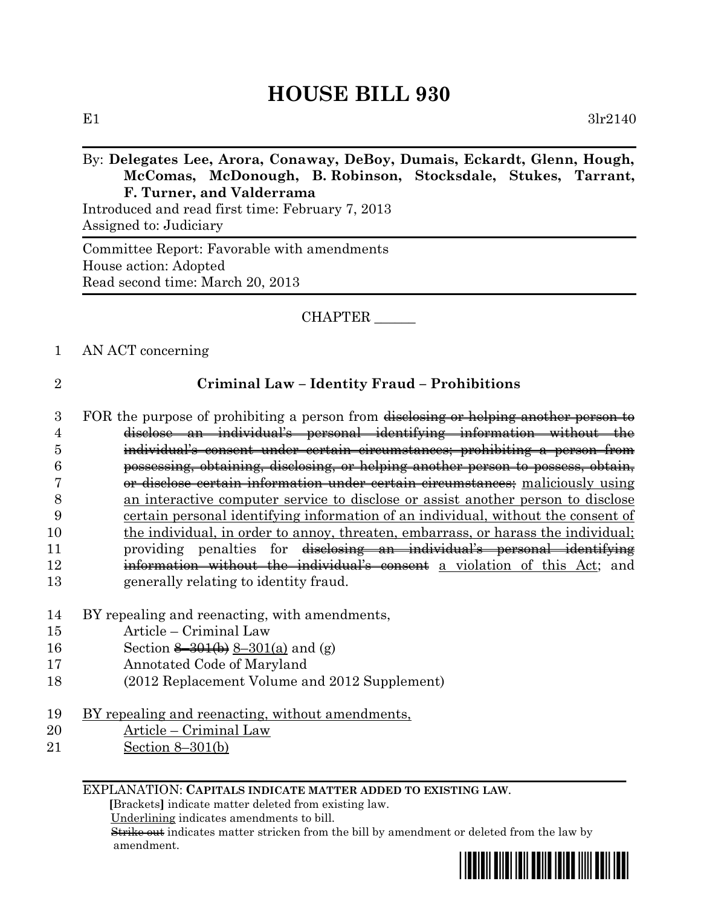# HOUSE BILL 930

E1 3lr2140

By: **Delegates Lee, Arora, Conaway, DeBoy, Dumais, Eckardt, Glenn, Hough, McComas, McDonough, B. Robinson, Stocksdale, Stukes, Tarrant, F. Turner, and Valderrama**

Introduced and read first time: February 7, 2013

Assigned to: Judiciary

---

Committee Report: Favorable with amendments

House action: Adopted

Read second time: March 20, 2013

---

CHAPTER ______

1 AN ACT concerning

2 **Criminal Law – Identity Fraud – Prohibitions**

3 FOR the purpose of prohibiting a person from ~~disclosing or helping another person to~~
4 ~~disclose an individual's personal identifying information without the~~
5 ~~individual's consent under certain circumstances; prohibiting a person from~~
6 ~~possessing, obtaining, disclosing, or helping another person to possess, obtain,~~
7 ~~or disclose certain information under certain circumstances;~~ <u>maliciously using</u>
8 <u>an interactive computer service to disclose or assist another person to disclose</u>
9 <u>certain personal identifying information of an individual, without the consent of</u>
10 <u>the individual, in order to annoy, threaten, embarrass, or harass the individual;</u>
11 providing penalties for ~~disclosing an individual's personal identifying~~
12 ~~information without the individual's consent~~ <u>a violation of this Act</u>; and
13 generally relating to identity fraud.

14 BY repealing and reenacting, with amendments,
15 Article – Criminal Law
16 Section ~~8–301(b)~~ <u>8–301(a)</u> and (g)
17 Annotated Code of Maryland
18 (2012 Replacement Volume and 2012 Supplement)

19 <u>BY repealing and reenacting, without amendments,</u>
20 <u>Article – Criminal Law</u>
21 <u>Section 8–301(b)</u>

---

EXPLANATION: **CAPITALS INDICATE MATTER ADDED TO EXISTING LAW.**

**[**Brackets**]** indicate matter deleted from existing law.

<u>Underlining</u> indicates amendments to bill.

~~Strike out~~ indicates matter stricken from the bill by amendment or deleted from the law by amendment.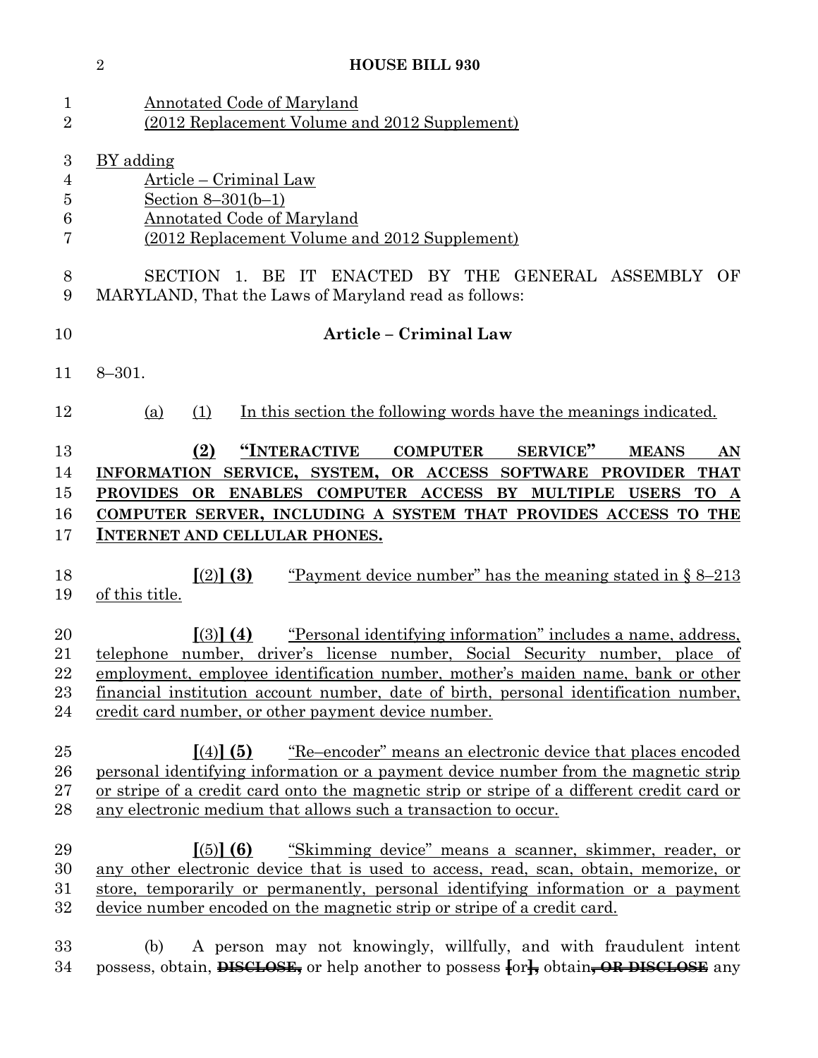Annotated Code of Maryland
(2012 Replacement Volume and 2012 Supplement)

BY adding
Article – Criminal Law
Section 8–301(b–1)
Annotated Code of Maryland
(2012 Replacement Volume and 2012 Supplement)

SECTION 1. BE IT ENACTED BY THE GENERAL ASSEMBLY OF MARYLAND, That the Laws of Maryland read as follows:

**Article – Criminal Law**

8–301.

(a) (1) In this section the following words have the meanings indicated.

**(2) "INTERACTIVE COMPUTER SERVICE" MEANS AN INFORMATION SERVICE, SYSTEM, OR ACCESS SOFTWARE PROVIDER THAT PROVIDES OR ENABLES COMPUTER ACCESS BY MULTIPLE USERS TO A COMPUTER SERVER, INCLUDING A SYSTEM THAT PROVIDES ACCESS TO THE INTERNET AND CELLULAR PHONES.**

**[**(2)**] (3)** "Payment device number" has the meaning stated in § 8–213 of this title.

**[**(3)**] (4)** "Personal identifying information" includes a name, address, telephone number, driver's license number, Social Security number, place of employment, employee identification number, mother's maiden name, bank or other financial institution account number, date of birth, personal identification number, credit card number, or other payment device number.

**[**(4)**] (5)** "Re–encoder" means an electronic device that places encoded personal identifying information or a payment device number from the magnetic strip or stripe of a credit card onto the magnetic strip or stripe of a different credit card or any electronic medium that allows such a transaction to occur.

**[**(5)**] (6)** "Skimming device" means a scanner, skimmer, reader, or any other electronic device that is used to access, read, scan, obtain, memorize, or store, temporarily or permanently, personal identifying information or a payment device number encoded on the magnetic strip or stripe of a credit card.

(b) A person may not knowingly, willfully, and with fraudulent intent possess, obtain, ~~**DISCLOSE,**~~ or help another to possess **[**or**]**~~,~~ obtain~~**, OR DISCLOSE**~~ any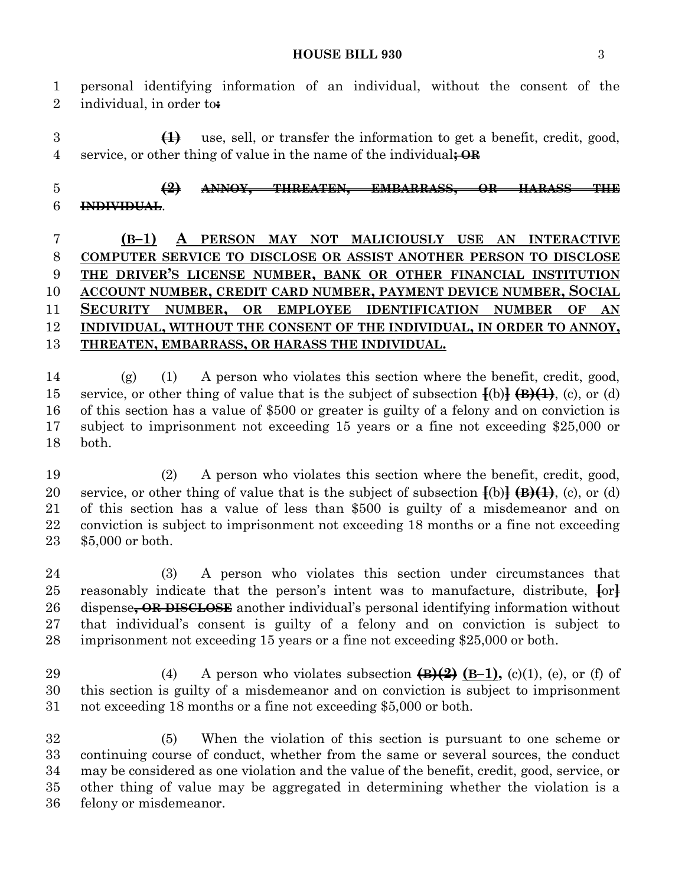personal identifying information of an individual, without the consent of the individual, in order to~~:~~

~~**(1)**~~ use, sell, or transfer the information to get a benefit, credit, good, service, or other thing of value in the name of the individual~~**; OR**~~

~~**(2) ANNOY, THREATEN, EMBARRASS, OR HARASS THE INDIVIDUAL**~~.

**<u>(B–1) A PERSON MAY NOT MALICIOUSLY USE AN INTERACTIVE COMPUTER SERVICE TO DISCLOSE OR ASSIST ANOTHER PERSON TO DISCLOSE THE DRIVER'S LICENSE NUMBER, BANK OR OTHER FINANCIAL INSTITUTION ACCOUNT NUMBER, CREDIT CARD NUMBER, PAYMENT DEVICE NUMBER, SOCIAL SECURITY NUMBER, OR EMPLOYEE IDENTIFICATION NUMBER OF AN INDIVIDUAL, WITHOUT THE CONSENT OF THE INDIVIDUAL, IN ORDER TO ANNOY, THREATEN, EMBARRASS, OR HARASS THE INDIVIDUAL.</u>**

(g) (1) A person who violates this section where the benefit, credit, good, service, or other thing of value that is the subject of subsection [(b)] ~~**(B)(1)**~~, (c), or (d) of this section has a value of $500 or greater is guilty of a felony and on conviction is subject to imprisonment not exceeding 15 years or a fine not exceeding $25,000 or both.

(2) A person who violates this section where the benefit, credit, good, service, or other thing of value that is the subject of subsection [(b)] ~~**(B)(1)**~~, (c), or (d) of this section has a value of less than $500 is guilty of a misdemeanor and on conviction is subject to imprisonment not exceeding 18 months or a fine not exceeding $5,000 or both.

(3) A person who violates this section under circumstances that reasonably indicate that the person's intent was to manufacture, distribute, [or] dispense~~**, OR DISCLOSE**~~ another individual's personal identifying information without that individual's consent is guilty of a felony and on conviction is subject to imprisonment not exceeding 15 years or a fine not exceeding $25,000 or both.

(4) A person who violates subsection ~~**(B)(2)**~~ **<u>(B–1),</u>** (c)(1), (e), or (f) of this section is guilty of a misdemeanor and on conviction is subject to imprisonment not exceeding 18 months or a fine not exceeding $5,000 or both.

(5) When the violation of this section is pursuant to one scheme or continuing course of conduct, whether from the same or several sources, the conduct may be considered as one violation and the value of the benefit, credit, good, service, or other thing of value may be aggregated in determining whether the violation is a felony or misdemeanor.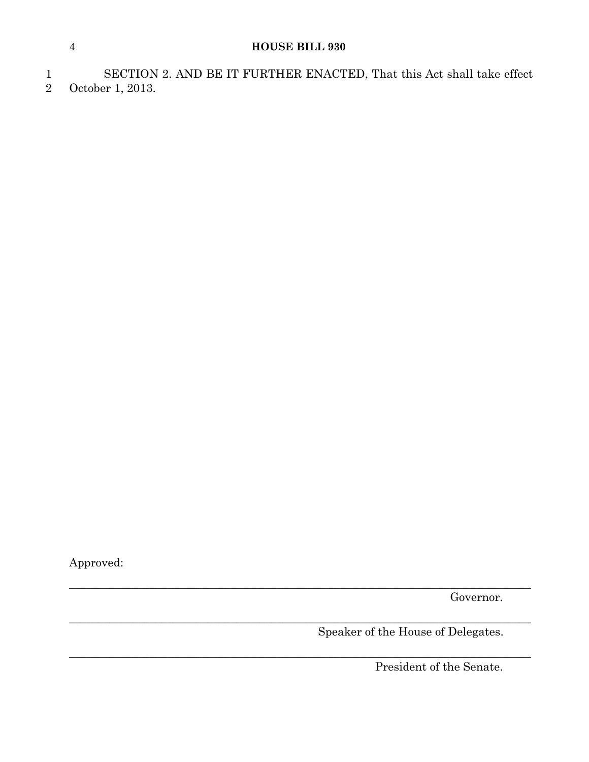SECTION 2. AND BE IT FURTHER ENACTED, That this Act shall take effect October 1, 2013.

Approved:

\_\_\_\_\_\_\_\_\_\_\_\_\_\_\_\_\_\_\_\_\_\_\_\_\_\_\_\_\_\_\_\_\_\_\_\_\_\_\_\_\_\_\_\_\_\_\_\_\_\_\_\_\_\_\_\_\_\_\_\_\_\_\_\_\_\_\_\_\_\_\_\_\_\_\_\_

Governor.

\_\_\_\_\_\_\_\_\_\_\_\_\_\_\_\_\_\_\_\_\_\_\_\_\_\_\_\_\_\_\_\_\_\_\_\_\_\_\_\_\_\_\_\_\_\_\_\_\_\_\_\_\_\_\_\_\_\_\_\_\_\_\_\_\_\_\_\_\_\_\_\_\_\_\_\_

Speaker of the House of Delegates.

\_\_\_\_\_\_\_\_\_\_\_\_\_\_\_\_\_\_\_\_\_\_\_\_\_\_\_\_\_\_\_\_\_\_\_\_\_\_\_\_\_\_\_\_\_\_\_\_\_\_\_\_\_\_\_\_\_\_\_\_\_\_\_\_\_\_\_\_\_\_\_\_\_\_\_\_

President of the Senate.